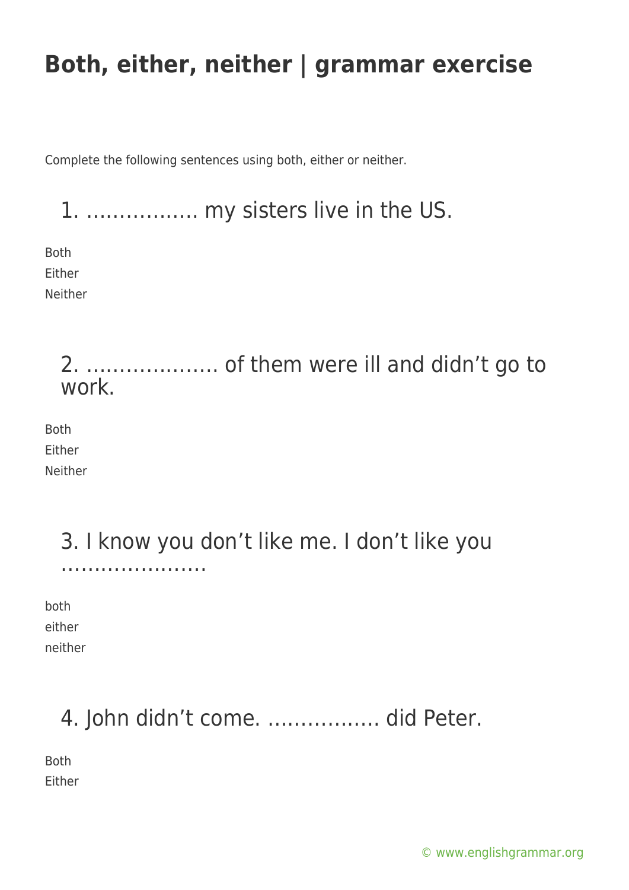# Both, either, neither | grammar exercise

Complete the following sentences using both, either or neither.

## 1. …………….. my sisters live in the US.

Both
Either
Neither

## 2. ……………….. of them were ill and didn't go to work.

Both
Either
Neither

## 3. I know you don't like me. I don't like you ………………….

both
either
neither

## 4. John didn't come. …………….. did Peter.

Both
Either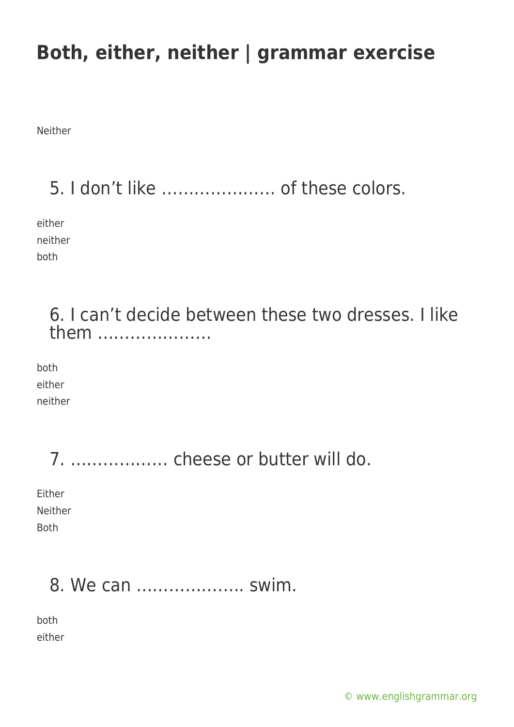Neither

## 5. I don't like ………………… of these colors.

either
neither
both

## 6. I can't decide between these two dresses. I like them …………………

both
either
neither

## 7. ……………… cheese or butter will do.

Either
Neither
Both

## 8. We can ………………. swim.

both
either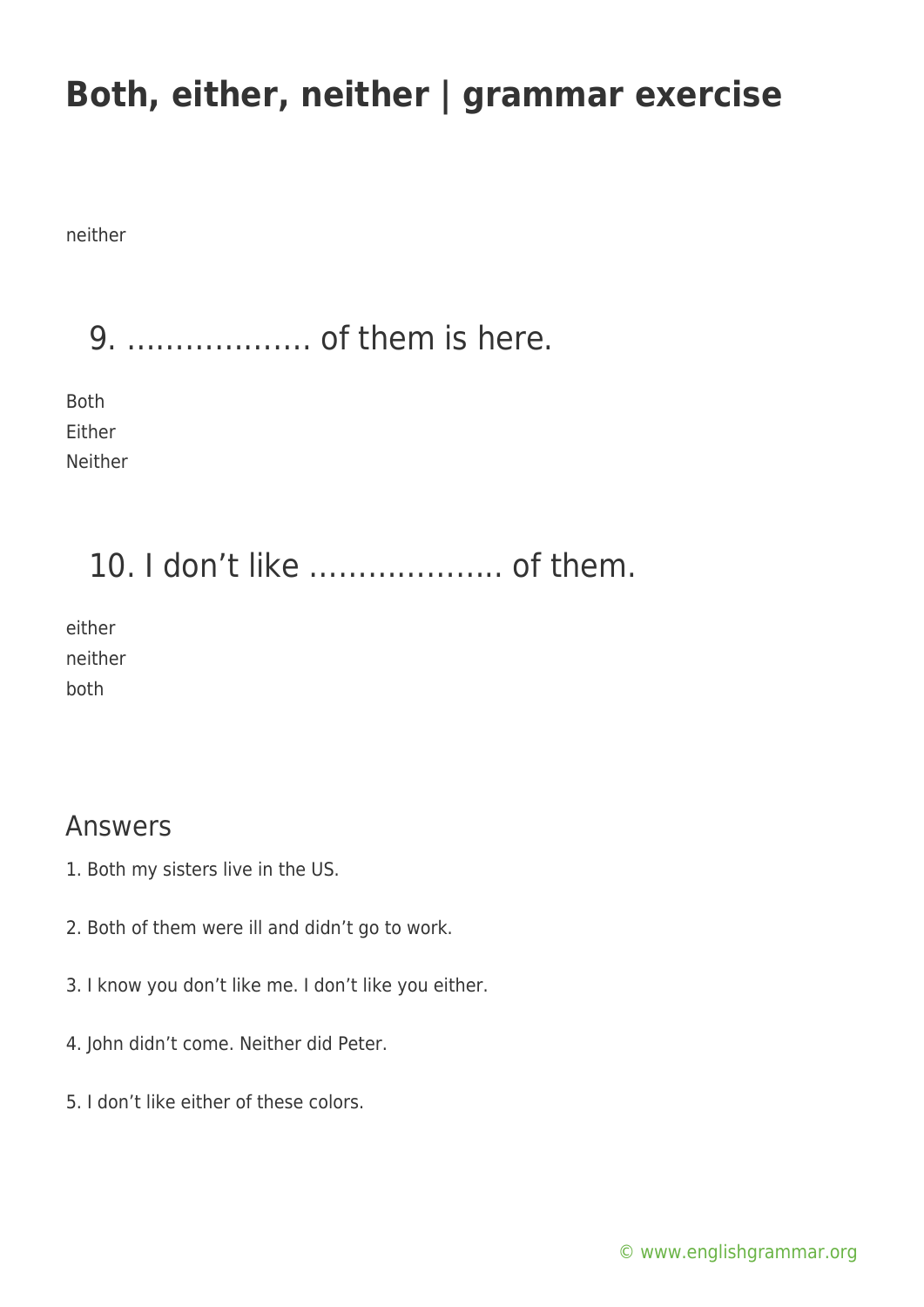neither

## 9. ………………. of them is here.

Both
Either
Neither

## 10. I don't like ……………….. of them.

either
neither
both

## Answers

1. Both my sisters live in the US.

2. Both of them were ill and didn't go to work.

3. I know you don't like me. I don't like you either.

4. John didn't come. Neither did Peter.

5. I don't like either of these colors.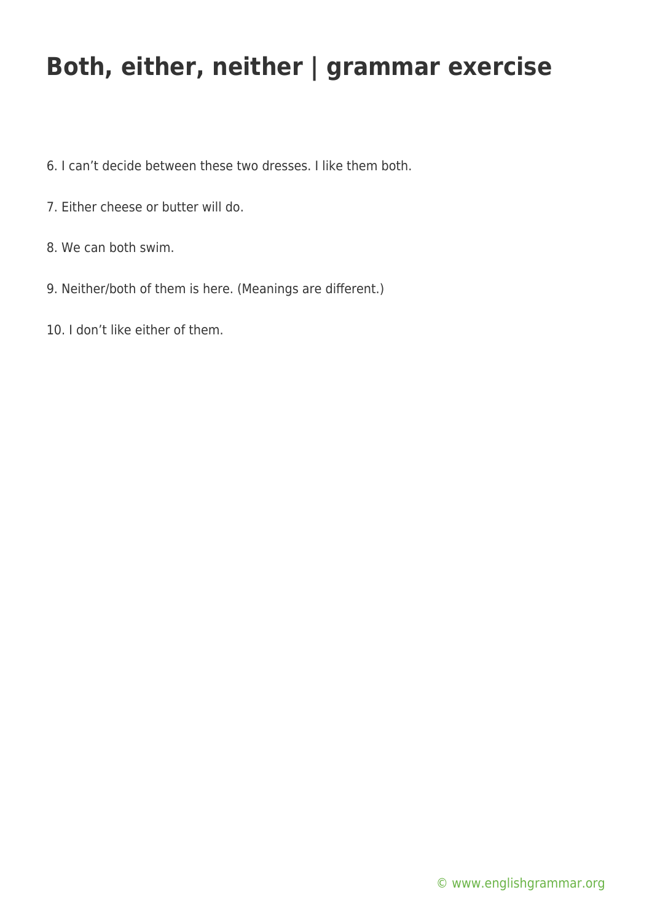# Both, either, neither | grammar exercise

6. I can't decide between these two dresses. I like them both.

7. Either cheese or butter will do.

8. We can both swim.

9. Neither/both of them is here. (Meanings are different.)

10. I don't like either of them.